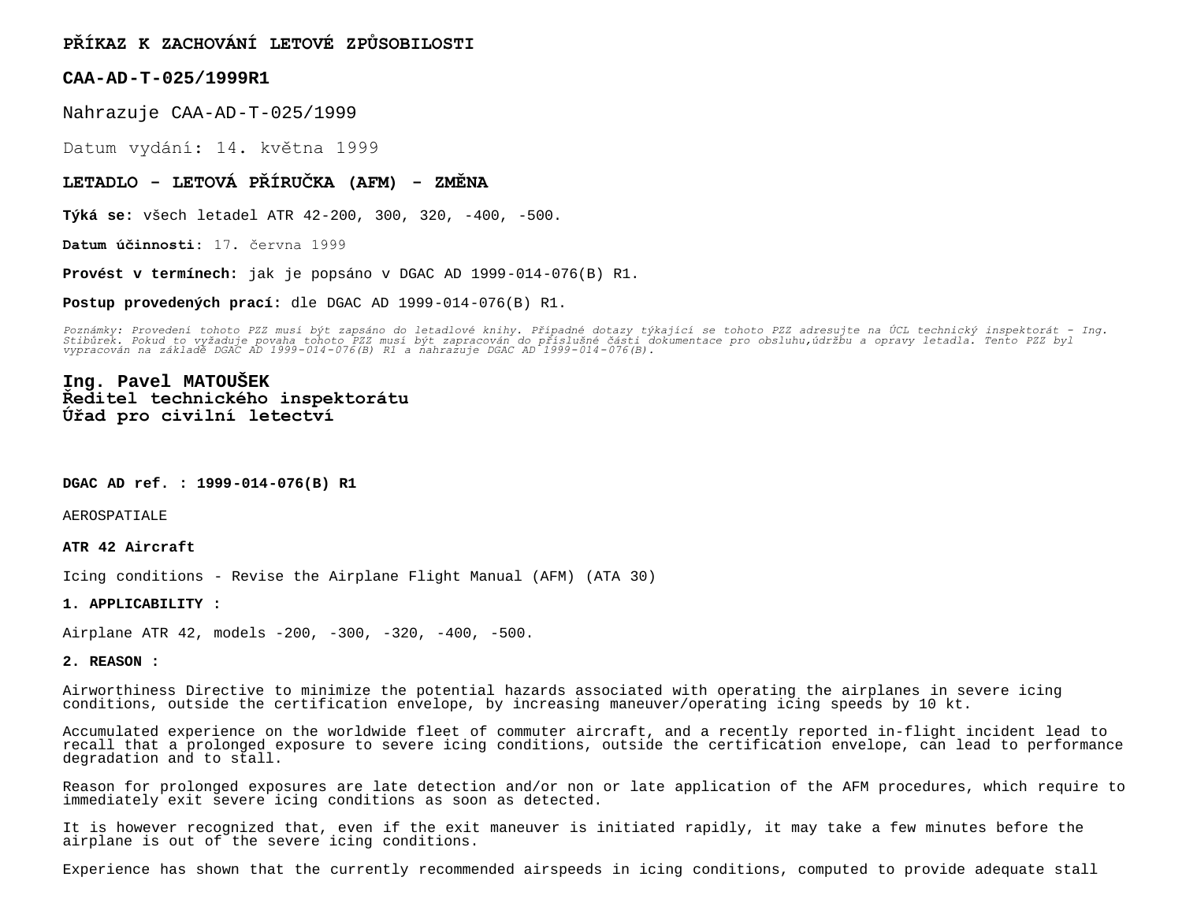**PŘÍKAZ K ZACHOVÁNÍ LETOVÉ ZPŮSOBILOSTI**

**CAA-AD-T-025/1999R1**

Nahrazuje CAA-AD-T-025/1999

Datum vydání: 14. května 1999

**LETADLO – LETOVÁ PŘÍRUČKA (AFM) – ZMĚNA**

**Týká se:** všech letadel ATR 42-200, 300, 320, -400, -500.

**Datum účinnosti:** 17. června 1999

**Provést v termínech:** jak je popsáno v DGAC AD 1999-014-076(B) R1.

**Postup provedených prací:** dle DGAC AD 1999-014-076(B) R1.

*Poznámky: Provedení tohoto PZZ musí být zapsáno do letadlové knihy. Případné dotazy týkající se tohoto PZZ adresujte na ÚCL technický inspektorát - Ing. Stibůrek. Pokud to vyžaduje povaha tohoto PZZ musí být zapracován do příslušné části dokumentace pro obsluhu,údržbu a opravy letadla. Tento PZZ byl vypracován na základě DGAC AD 1999-014-076(B) R1 a nahrazuje DGAC AD 1999-014-076(B).*

**Ing. Pavel MATOUŠEK**
**Ředitel technického inspektorátu**
**Úřad pro civilní letectví**

**DGAC AD ref. : 1999-014-076(B) R1**

AEROSPATIALE

**ATR 42 Aircraft**

Icing conditions - Revise the Airplane Flight Manual (AFM) (ATA 30)

**1. APPLICABILITY :**

Airplane ATR 42, models -200, -300, -320, -400, -500.

**2. REASON :**

Airworthiness Directive to minimize the potential hazards associated with operating the airplanes in severe icing conditions, outside the certification envelope, by increasing maneuver/operating icing speeds by 10 kt.

Accumulated experience on the worldwide fleet of commuter aircraft, and a recently reported in-flight incident lead to recall that a prolonged exposure to severe icing conditions, outside the certification envelope, can lead to performance degradation and to stall.

Reason for prolonged exposures are late detection and/or non or late application of the AFM procedures, which require to immediately exit severe icing conditions as soon as detected.

It is however recognized that, even if the exit maneuver is initiated rapidly, it may take a few minutes before the airplane is out of the severe icing conditions.

Experience has shown that the currently recommended airspeeds in icing conditions, computed to provide adequate stall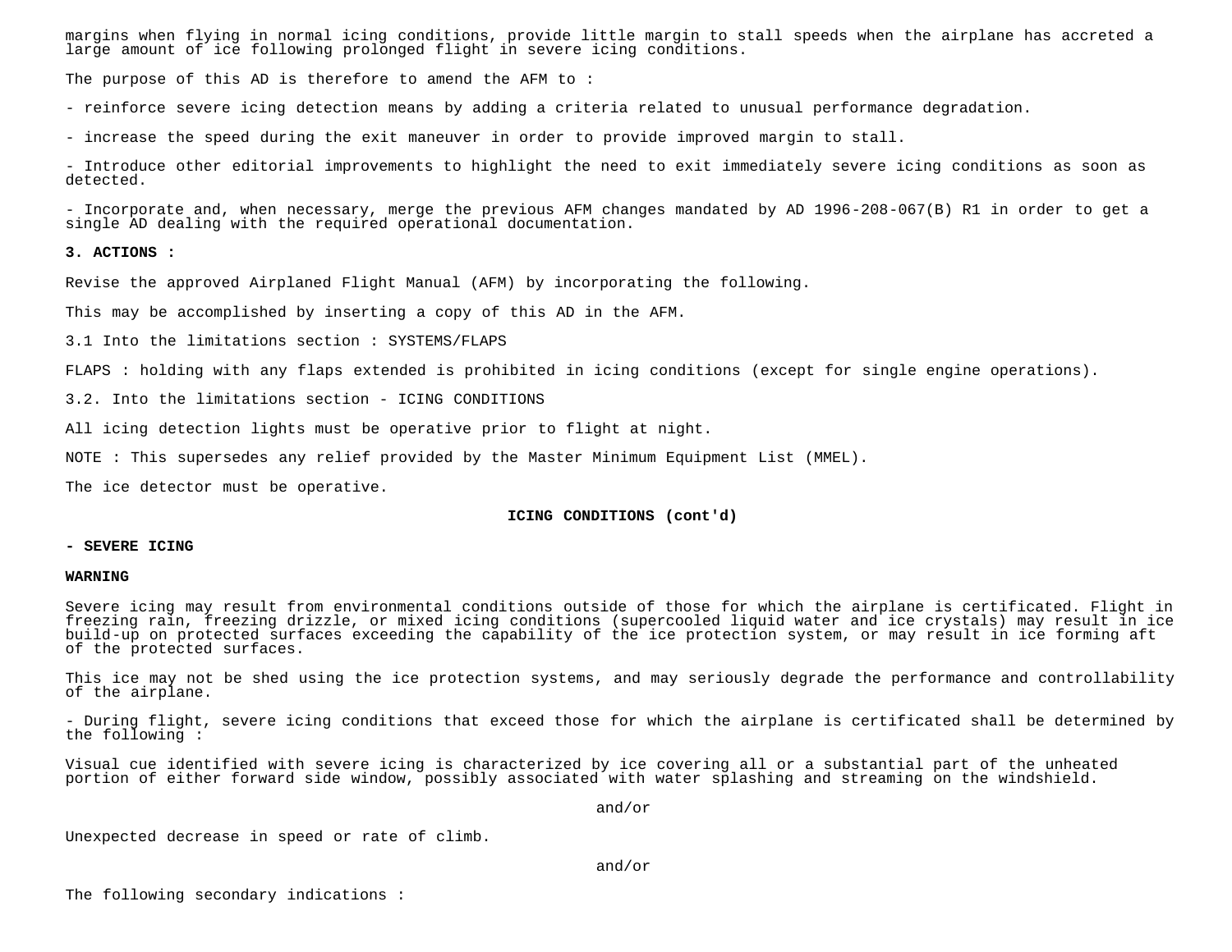margins when flying in normal icing conditions, provide little margin to stall speeds when the airplane has accreted a large amount of ice following prolonged flight in severe icing conditions.

The purpose of this AD is therefore to amend the AFM to :

- reinforce severe icing detection means by adding a criteria related to unusual performance degradation.
- increase the speed during the exit maneuver in order to provide improved margin to stall.
- Introduce other editorial improvements to highlight the need to exit immediately severe icing conditions as soon as detected.
- Incorporate and, when necessary, merge the previous AFM changes mandated by AD 1996-208-067(B) R1 in order to get a single AD dealing with the required operational documentation.

**3. ACTIONS :**

Revise the approved Airplaned Flight Manual (AFM) by incorporating the following.

This may be accomplished by inserting a copy of this AD in the AFM.

3.1 Into the limitations section : SYSTEMS/FLAPS

FLAPS : holding with any flaps extended is prohibited in icing conditions (except for single engine operations).

3.2. Into the limitations section - ICING CONDITIONS

All icing detection lights must be operative prior to flight at night.

NOTE : This supersedes any relief provided by the Master Minimum Equipment List (MMEL).

The ice detector must be operative.

**ICING CONDITIONS (cont'd)**

**- SEVERE ICING**

**WARNING**

Severe icing may result from environmental conditions outside of those for which the airplane is certificated. Flight in freezing rain, freezing drizzle, or mixed icing conditions (supercooled liquid water and ice crystals) may result in ice build-up on protected surfaces exceeding the capability of the ice protection system, or may result in ice forming aft of the protected surfaces.

This ice may not be shed using the ice protection systems, and may seriously degrade the performance and controllability of the airplane.

- During flight, severe icing conditions that exceed those for which the airplane is certificated shall be determined by the following :

Visual cue identified with severe icing is characterized by ice covering all or a substantial part of the unheated portion of either forward side window, possibly associated with water splashing and streaming on the windshield.

and/or

Unexpected decrease in speed or rate of climb.

and/or

The following secondary indications :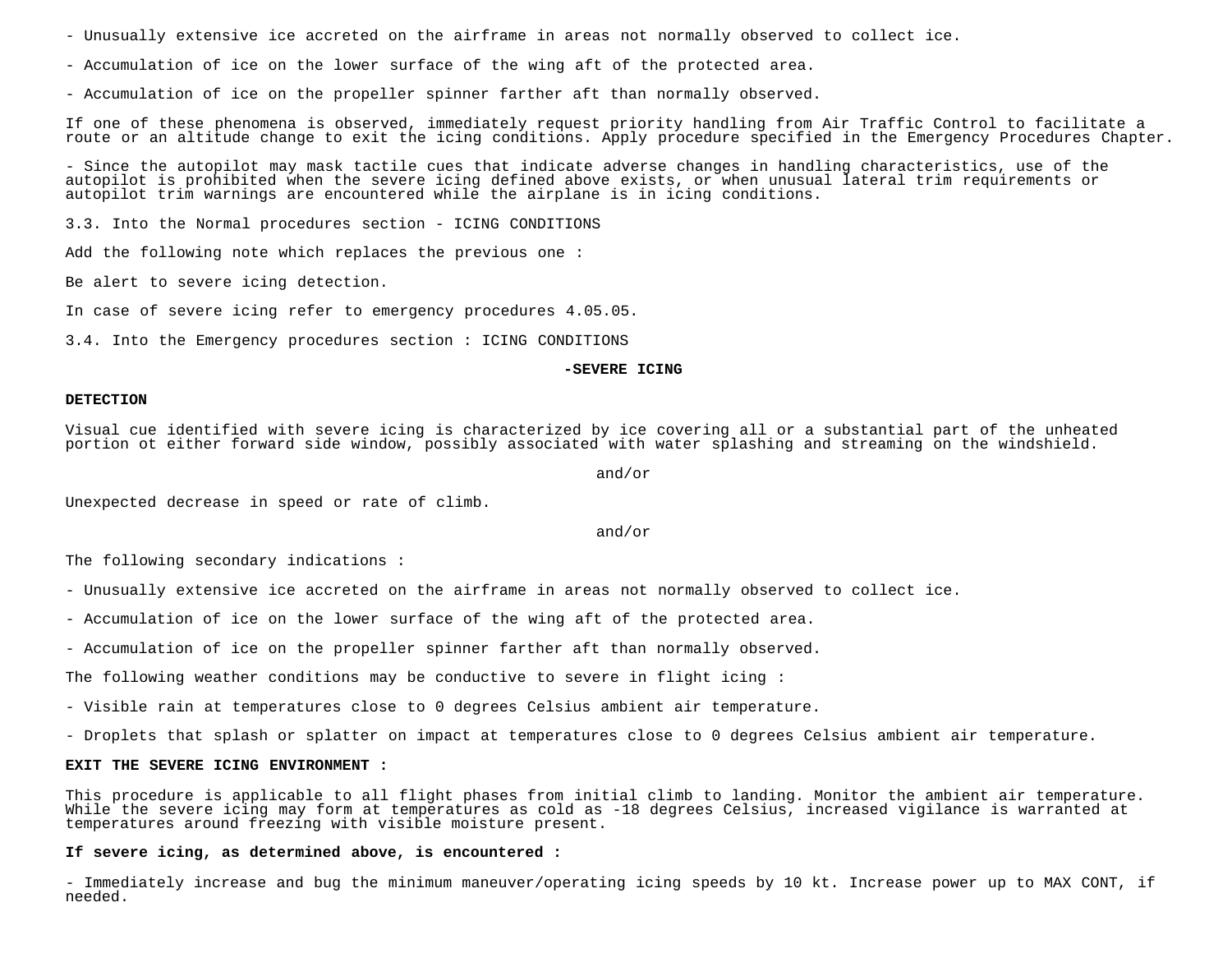- Unusually extensive ice accreted on the airframe in areas not normally observed to collect ice.

- Accumulation of ice on the lower surface of the wing aft of the protected area.

- Accumulation of ice on the propeller spinner farther aft than normally observed.

If one of these phenomena is observed, immediately request priority handling from Air Traffic Control to facilitate a route or an altitude change to exit the icing conditions. Apply procedure specified in the Emergency Procedures Chapter.

- Since the autopilot may mask tactile cues that indicate adverse changes in handling characteristics, use of the autopilot is prohibited when the severe icing defined above exists, or when unusual lateral trim requirements or autopilot trim warnings are encountered while the airplane is in icing conditions.

3.3. Into the Normal procedures section - ICING CONDITIONS

Add the following note which replaces the previous one :

Be alert to severe icing detection.

In case of severe icing refer to emergency procedures 4.05.05.

3.4. Into the Emergency procedures section : ICING CONDITIONS

**-SEVERE ICING**

**DETECTION**

Visual cue identified with severe icing is characterized by ice covering all or a substantial part of the unheated portion ot either forward side window, possibly associated with water splashing and streaming on the windshield.

and/or

Unexpected decrease in speed or rate of climb.

and/or

The following secondary indications :

- Unusually extensive ice accreted on the airframe in areas not normally observed to collect ice.

- Accumulation of ice on the lower surface of the wing aft of the protected area.

- Accumulation of ice on the propeller spinner farther aft than normally observed.

The following weather conditions may be conductive to severe in flight icing :

- Visible rain at temperatures close to 0 degrees Celsius ambient air temperature.

- Droplets that splash or splatter on impact at temperatures close to 0 degrees Celsius ambient air temperature.

**EXIT THE SEVERE ICING ENVIRONMENT :**

This procedure is applicable to all flight phases from initial climb to landing. Monitor the ambient air temperature. While the severe icing may form at temperatures as cold as -18 degrees Celsius, increased vigilance is warranted at temperatures around freezing with visible moisture present.

**If severe icing, as determined above, is encountered :**

- Immediately increase and bug the minimum maneuver/operating icing speeds by 10 kt. Increase power up to MAX CONT, if needed.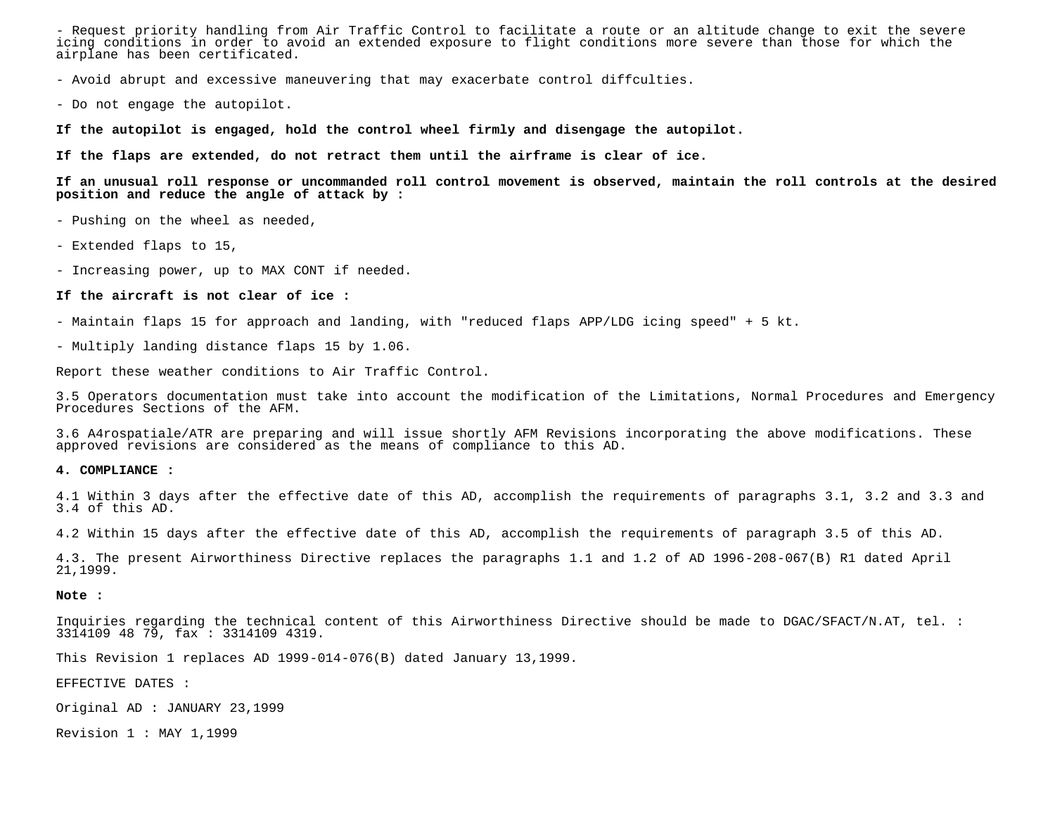- Request priority handling from Air Traffic Control to facilitate a route or an altitude change to exit the severe icing conditions in order to avoid an extended exposure to flight conditions more severe than those for which the airplane has been certificated.

- Avoid abrupt and excessive maneuvering that may exacerbate control diffculties.

- Do not engage the autopilot.

**If the autopilot is engaged, hold the control wheel firmly and disengage the autopilot.**

**If the flaps are extended, do not retract them until the airframe is clear of ice.**

**If an unusual roll response or uncommanded roll control movement is observed, maintain the roll controls at the desired position and reduce the angle of attack by :**

- Pushing on the wheel as needed,

- Extended flaps to 15,

- Increasing power, up to MAX CONT if needed.

**If the aircraft is not clear of ice :**

- Maintain flaps 15 for approach and landing, with "reduced flaps APP/LDG icing speed" + 5 kt.

- Multiply landing distance flaps 15 by 1.06.

Report these weather conditions to Air Traffic Control.

3.5 Operators documentation must take into account the modification of the Limitations, Normal Procedures and Emergency Procedures Sections of the AFM.

3.6 A4rospatiale/ATR are preparing and will issue shortly AFM Revisions incorporating the above modifications. These approved revisions are considered as the means of compliance to this AD.

**4. COMPLIANCE :**

4.1 Within 3 days after the effective date of this AD, accomplish the requirements of paragraphs 3.1, 3.2 and 3.3 and 3.4 of this AD.

4.2 Within 15 days after the effective date of this AD, accomplish the requirements of paragraph 3.5 of this AD.

4.3. The present Airworthiness Directive replaces the paragraphs 1.1 and 1.2 of AD 1996-208-067(B) R1 dated April 21,1999.

**Note :**

Inquiries regarding the technical content of this Airworthiness Directive should be made to DGAC/SFACT/N.AT, tel. : 3314109 48 79, fax : 3314109 4319.

This Revision 1 replaces AD 1999-014-076(B) dated January 13,1999.

EFFECTIVE DATES :

Original AD : JANUARY 23,1999

Revision 1 : MAY 1,1999